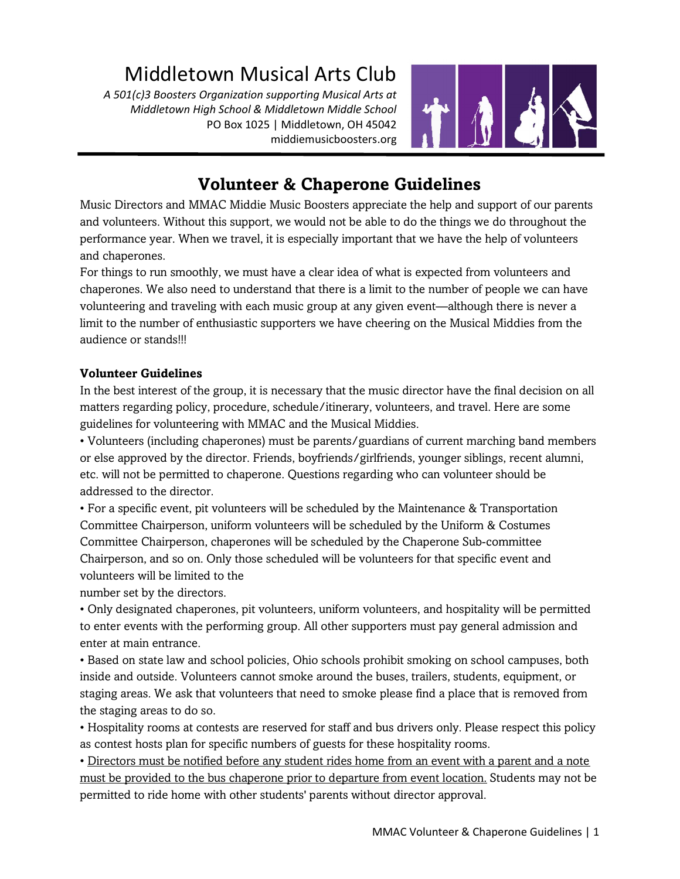# Middletown Musical Arts Club

*A 501(c)3 Boosters Organization supporting Musical Arts at Middletown High School & Middletown Middle School*
PO Box 1025 | Middletown, OH 45042
middiemusicboosters.org

## Volunteer & Chaperone Guidelines

Music Directors and MMAC Middie Music Boosters appreciate the help and support of our parents and volunteers. Without this support, we would not be able to do the things we do throughout the performance year. When we travel, it is especially important that we have the help of volunteers and chaperones.

For things to run smoothly, we must have a clear idea of what is expected from volunteers and chaperones. We also need to understand that there is a limit to the number of people we can have volunteering and traveling with each music group at any given event—although there is never a limit to the number of enthusiastic supporters we have cheering on the Musical Middies from the audience or stands!!!

### Volunteer Guidelines

In the best interest of the group, it is necessary that the music director have the final decision on all matters regarding policy, procedure, schedule/itinerary, volunteers, and travel. Here are some guidelines for volunteering with MMAC and the Musical Middies.

- Volunteers (including chaperones) must be parents/guardians of current marching band members or else approved by the director. Friends, boyfriends/girlfriends, younger siblings, recent alumni, etc. will not be permitted to chaperone. Questions regarding who can volunteer should be addressed to the director.
- For a specific event, pit volunteers will be scheduled by the Maintenance & Transportation Committee Chairperson, uniform volunteers will be scheduled by the Uniform & Costumes Committee Chairperson, chaperones will be scheduled by the Chaperone Sub-committee Chairperson, and so on. Only those scheduled will be volunteers for that specific event and volunteers will be limited to the number set by the directors.
- Only designated chaperones, pit volunteers, uniform volunteers, and hospitality will be permitted to enter events with the performing group. All other supporters must pay general admission and enter at main entrance.
- Based on state law and school policies, Ohio schools prohibit smoking on school campuses, both inside and outside. Volunteers cannot smoke around the buses, trailers, students, equipment, or staging areas. We ask that volunteers that need to smoke please find a place that is removed from the staging areas to do so.
- Hospitality rooms at contests are reserved for staff and bus drivers only. Please respect this policy as contest hosts plan for specific numbers of guests for these hospitality rooms.
- <u>Directors must be notified before any student rides home from an event with a parent and a note must be provided to the bus chaperone prior to departure from event location.</u> Students may not be permitted to ride home with other students' parents without director approval.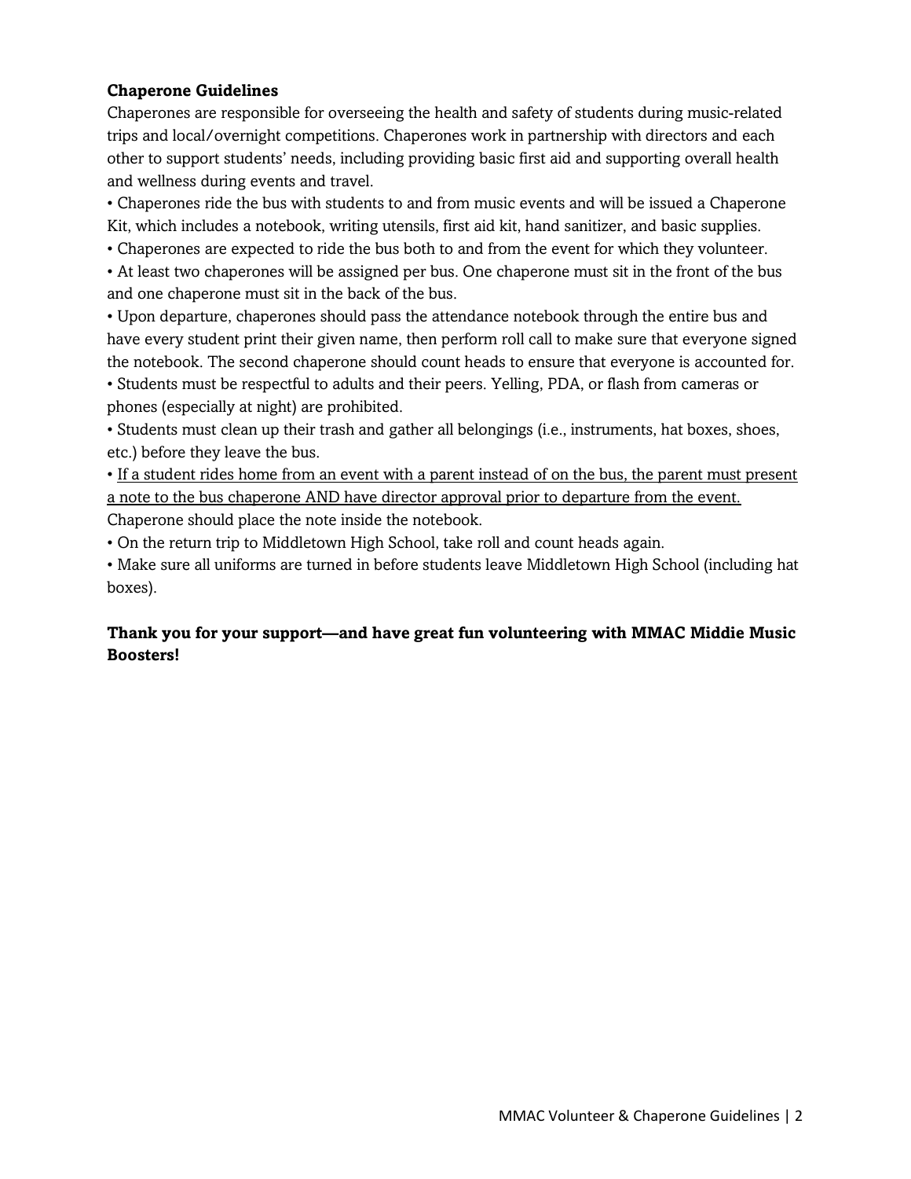**Chaperone Guidelines**

Chaperones are responsible for overseeing the health and safety of students during music-related trips and local/overnight competitions. Chaperones work in partnership with directors and each other to support students' needs, including providing basic first aid and supporting overall health and wellness during events and travel.

- Chaperones ride the bus with students to and from music events and will be issued a Chaperone Kit, which includes a notebook, writing utensils, first aid kit, hand sanitizer, and basic supplies.
- Chaperones are expected to ride the bus both to and from the event for which they volunteer.
- At least two chaperones will be assigned per bus. One chaperone must sit in the front of the bus and one chaperone must sit in the back of the bus.
- Upon departure, chaperones should pass the attendance notebook through the entire bus and have every student print their given name, then perform roll call to make sure that everyone signed the notebook. The second chaperone should count heads to ensure that everyone is accounted for.
- Students must be respectful to adults and their peers. Yelling, PDA, or flash from cameras or phones (especially at night) are prohibited.
- Students must clean up their trash and gather all belongings (i.e., instruments, hat boxes, shoes, etc.) before they leave the bus.
- <u>If a student rides home from an event with a parent instead of on the bus, the parent must present a note to the bus chaperone AND have director approval prior to departure from the event.</u> Chaperone should place the note inside the notebook.
- On the return trip to Middletown High School, take roll and count heads again.
- Make sure all uniforms are turned in before students leave Middletown High School (including hat boxes).

**Thank you for your support—and have great fun volunteering with MMAC Middie Music Boosters!**